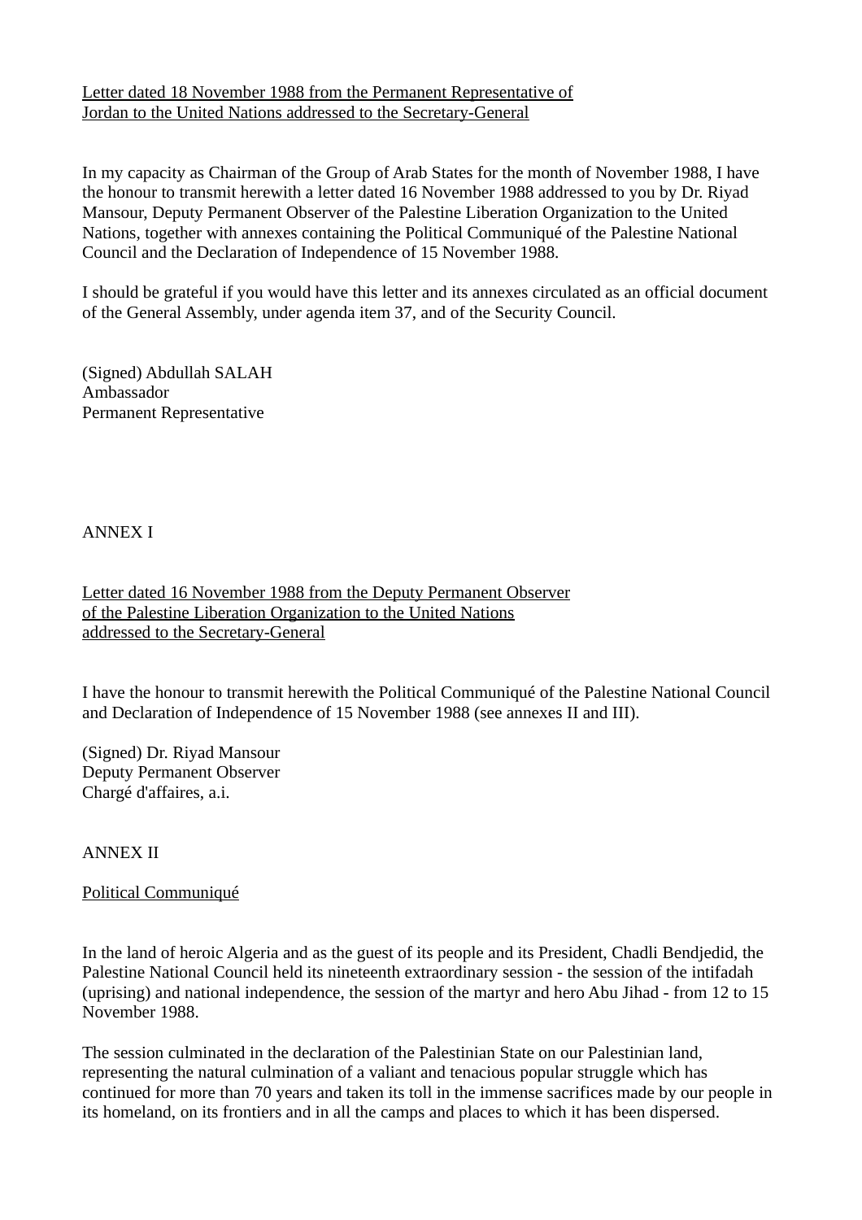Letter dated 18 November 1988 from the Permanent Representative of Jordan to the United Nations addressed to the Secretary-General

In my capacity as Chairman of the Group of Arab States for the month of November 1988, I have the honour to transmit herewith a letter dated 16 November 1988 addressed to you by Dr. Riyad Mansour, Deputy Permanent Observer of the Palestine Liberation Organization to the United Nations, together with annexes containing the Political Communiqué of the Palestine National Council and the Declaration of Independence of 15 November 1988.

I should be grateful if you would have this letter and its annexes circulated as an official document of the General Assembly, under agenda item 37, and of the Security Council.

(Signed) Abdullah SALAH
Ambassador
Permanent Representative

ANNEX I

Letter dated 16 November 1988 from the Deputy Permanent Observer of the Palestine Liberation Organization to the United Nations addressed to the Secretary-General

I have the honour to transmit herewith the Political Communiqué of the Palestine National Council and Declaration of Independence of 15 November 1988 (see annexes II and III).

(Signed) Dr. Riyad Mansour
Deputy Permanent Observer
Chargé d'affaires, a.i.

ANNEX II

Political Communiqué

In the land of heroic Algeria and as the guest of its people and its President, Chadli Bendjedid, the Palestine National Council held its nineteenth extraordinary session - the session of the intifadah (uprising) and national independence, the session of the martyr and hero Abu Jihad - from 12 to 15 November 1988.

The session culminated in the declaration of the Palestinian State on our Palestinian land, representing the natural culmination of a valiant and tenacious popular struggle which has continued for more than 70 years and taken its toll in the immense sacrifices made by our people in its homeland, on its frontiers and in all the camps and places to which it has been dispersed.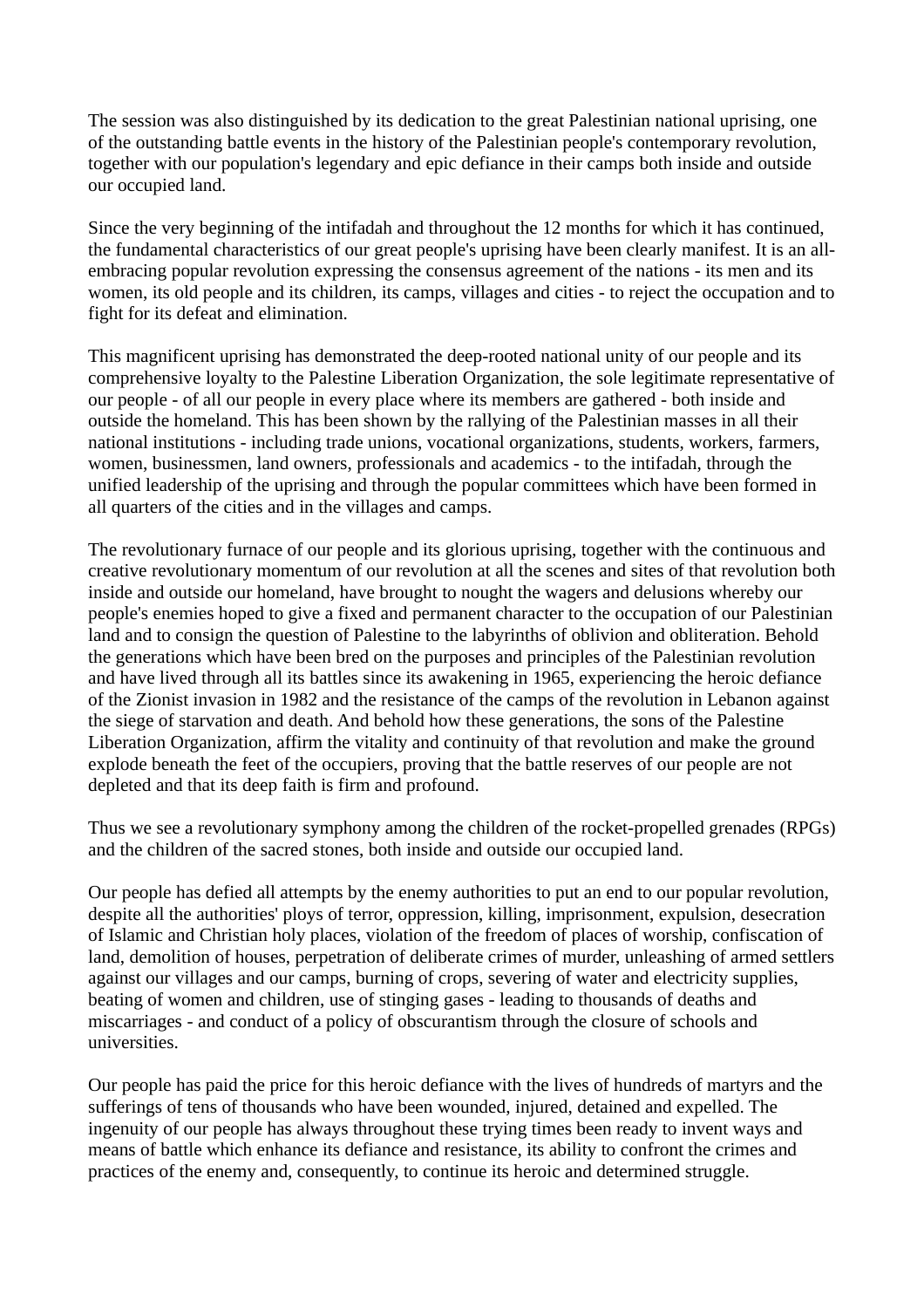The session was also distinguished by its dedication to the great Palestinian national uprising, one of the outstanding battle events in the history of the Palestinian people's contemporary revolution, together with our population's legendary and epic defiance in their camps both inside and outside our occupied land.

Since the very beginning of the intifadah and throughout the 12 months for which it has continued, the fundamental characteristics of our great people's uprising have been clearly manifest. It is an all-embracing popular revolution expressing the consensus agreement of the nations - its men and its women, its old people and its children, its camps, villages and cities - to reject the occupation and to fight for its defeat and elimination.

This magnificent uprising has demonstrated the deep-rooted national unity of our people and its comprehensive loyalty to the Palestine Liberation Organization, the sole legitimate representative of our people - of all our people in every place where its members are gathered - both inside and outside the homeland. This has been shown by the rallying of the Palestinian masses in all their national institutions - including trade unions, vocational organizations, students, workers, farmers, women, businessmen, land owners, professionals and academics - to the intifadah, through the unified leadership of the uprising and through the popular committees which have been formed in all quarters of the cities and in the villages and camps.

The revolutionary furnace of our people and its glorious uprising, together with the continuous and creative revolutionary momentum of our revolution at all the scenes and sites of that revolution both inside and outside our homeland, have brought to nought the wagers and delusions whereby our people's enemies hoped to give a fixed and permanent character to the occupation of our Palestinian land and to consign the question of Palestine to the labyrinths of oblivion and obliteration. Behold the generations which have been bred on the purposes and principles of the Palestinian revolution and have lived through all its battles since its awakening in 1965, experiencing the heroic defiance of the Zionist invasion in 1982 and the resistance of the camps of the revolution in Lebanon against the siege of starvation and death. And behold how these generations, the sons of the Palestine Liberation Organization, affirm the vitality and continuity of that revolution and make the ground explode beneath the feet of the occupiers, proving that the battle reserves of our people are not depleted and that its deep faith is firm and profound.

Thus we see a revolutionary symphony among the children of the rocket-propelled grenades (RPGs) and the children of the sacred stones, both inside and outside our occupied land.

Our people has defied all attempts by the enemy authorities to put an end to our popular revolution, despite all the authorities' ploys of terror, oppression, killing, imprisonment, expulsion, desecration of Islamic and Christian holy places, violation of the freedom of places of worship, confiscation of land, demolition of houses, perpetration of deliberate crimes of murder, unleashing of armed settlers against our villages and our camps, burning of crops, severing of water and electricity supplies, beating of women and children, use of stinging gases - leading to thousands of deaths and miscarriages - and conduct of a policy of obscurantism through the closure of schools and universities.

Our people has paid the price for this heroic defiance with the lives of hundreds of martyrs and the sufferings of tens of thousands who have been wounded, injured, detained and expelled. The ingenuity of our people has always throughout these trying times been ready to invent ways and means of battle which enhance its defiance and resistance, its ability to confront the crimes and practices of the enemy and, consequently, to continue its heroic and determined struggle.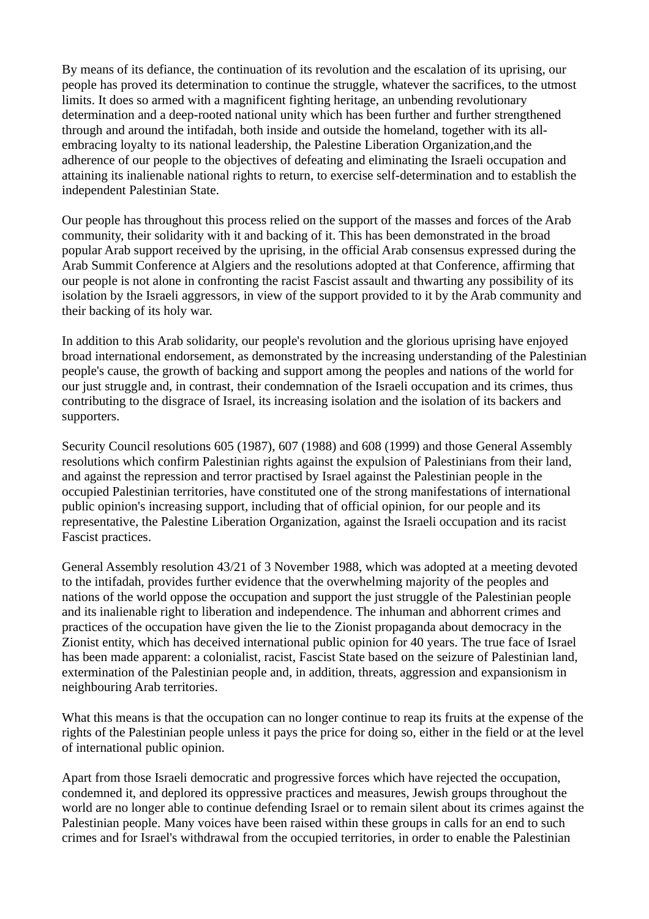By means of its defiance, the continuation of its revolution and the escalation of its uprising, our people has proved its determination to continue the struggle, whatever the sacrifices, to the utmost limits. It does so armed with a magnificent fighting heritage, an unbending revolutionary determination and a deep-rooted national unity which has been further and further strengthened through and around the intifadah, both inside and outside the homeland, together with its all-embracing loyalty to its national leadership, the Palestine Liberation Organization,and the adherence of our people to the objectives of defeating and eliminating the Israeli occupation and attaining its inalienable national rights to return, to exercise self-determination and to establish the independent Palestinian State.

Our people has throughout this process relied on the support of the masses and forces of the Arab community, their solidarity with it and backing of it. This has been demonstrated in the broad popular Arab support received by the uprising, in the official Arab consensus expressed during the Arab Summit Conference at Algiers and the resolutions adopted at that Conference, affirming that our people is not alone in confronting the racist Fascist assault and thwarting any possibility of its isolation by the Israeli aggressors, in view of the support provided to it by the Arab community and their backing of its holy war.

In addition to this Arab solidarity, our people's revolution and the glorious uprising have enjoyed broad international endorsement, as demonstrated by the increasing understanding of the Palestinian people's cause, the growth of backing and support among the peoples and nations of the world for our just struggle and, in contrast, their condemnation of the Israeli occupation and its crimes, thus contributing to the disgrace of Israel, its increasing isolation and the isolation of its backers and supporters.

Security Council resolutions 605 (1987), 607 (1988) and 608 (1999) and those General Assembly resolutions which confirm Palestinian rights against the expulsion of Palestinians from their land, and against the repression and terror practised by Israel against the Palestinian people in the occupied Palestinian territories, have constituted one of the strong manifestations of international public opinion's increasing support, including that of official opinion, for our people and its representative, the Palestine Liberation Organization, against the Israeli occupation and its racist Fascist practices.

General Assembly resolution 43/21 of 3 November 1988, which was adopted at a meeting devoted to the intifadah, provides further evidence that the overwhelming majority of the peoples and nations of the world oppose the occupation and support the just struggle of the Palestinian people and its inalienable right to liberation and independence. The inhuman and abhorrent crimes and practices of the occupation have given the lie to the Zionist propaganda about democracy in the Zionist entity, which has deceived international public opinion for 40 years. The true face of Israel has been made apparent: a colonialist, racist, Fascist State based on the seizure of Palestinian land, extermination of the Palestinian people and, in addition, threats, aggression and expansionism in neighbouring Arab territories.

What this means is that the occupation can no longer continue to reap its fruits at the expense of the rights of the Palestinian people unless it pays the price for doing so, either in the field or at the level of international public opinion.

Apart from those Israeli democratic and progressive forces which have rejected the occupation, condemned it, and deplored its oppressive practices and measures, Jewish groups throughout the world are no longer able to continue defending Israel or to remain silent about its crimes against the Palestinian people. Many voices have been raised within these groups in calls for an end to such crimes and for Israel's withdrawal from the occupied territories, in order to enable the Palestinian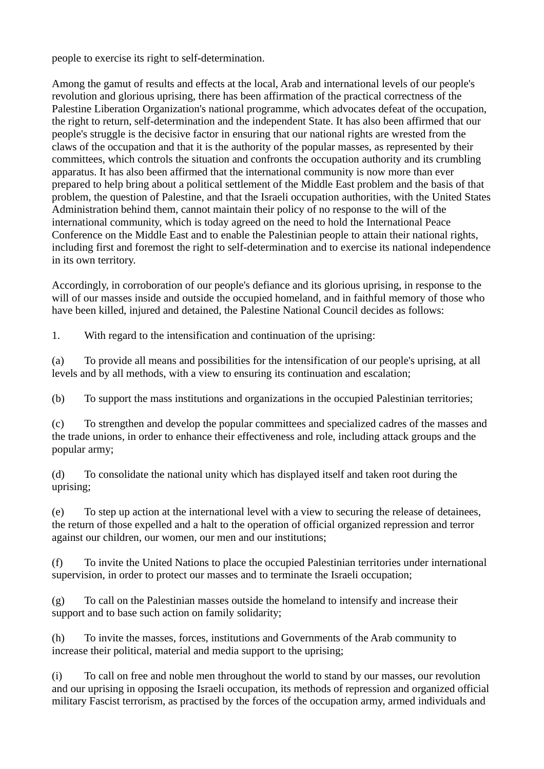people to exercise its right to self-determination.

Among the gamut of results and effects at the local, Arab and international levels of our people's revolution and glorious uprising, there has been affirmation of the practical correctness of the Palestine Liberation Organization's national programme, which advocates defeat of the occupation, the right to return, self-determination and the independent State. It has also been affirmed that our people's struggle is the decisive factor in ensuring that our national rights are wrested from the claws of the occupation and that it is the authority of the popular masses, as represented by their committees, which controls the situation and confronts the occupation authority and its crumbling apparatus. It has also been affirmed that the international community is now more than ever prepared to help bring about a political settlement of the Middle East problem and the basis of that problem, the question of Palestine, and that the Israeli occupation authorities, with the United States Administration behind them, cannot maintain their policy of no response to the will of the international community, which is today agreed on the need to hold the International Peace Conference on the Middle East and to enable the Palestinian people to attain their national rights, including first and foremost the right to self-determination and to exercise its national independence in its own territory.

Accordingly, in corroboration of our people's defiance and its glorious uprising, in response to the will of our masses inside and outside the occupied homeland, and in faithful memory of those who have been killed, injured and detained, the Palestine National Council decides as follows:

1. With regard to the intensification and continuation of the uprising:

(a) To provide all means and possibilities for the intensification of our people's uprising, at all levels and by all methods, with a view to ensuring its continuation and escalation;

(b) To support the mass institutions and organizations in the occupied Palestinian territories;

(c) To strengthen and develop the popular committees and specialized cadres of the masses and the trade unions, in order to enhance their effectiveness and role, including attack groups and the popular army;

(d) To consolidate the national unity which has displayed itself and taken root during the uprising;

(e) To step up action at the international level with a view to securing the release of detainees, the return of those expelled and a halt to the operation of official organized repression and terror against our children, our women, our men and our institutions;

(f) To invite the United Nations to place the occupied Palestinian territories under international supervision, in order to protect our masses and to terminate the Israeli occupation;

(g) To call on the Palestinian masses outside the homeland to intensify and increase their support and to base such action on family solidarity;

(h) To invite the masses, forces, institutions and Governments of the Arab community to increase their political, material and media support to the uprising;

(i) To call on free and noble men throughout the world to stand by our masses, our revolution and our uprising in opposing the Israeli occupation, its methods of repression and organized official military Fascist terrorism, as practised by the forces of the occupation army, armed individuals and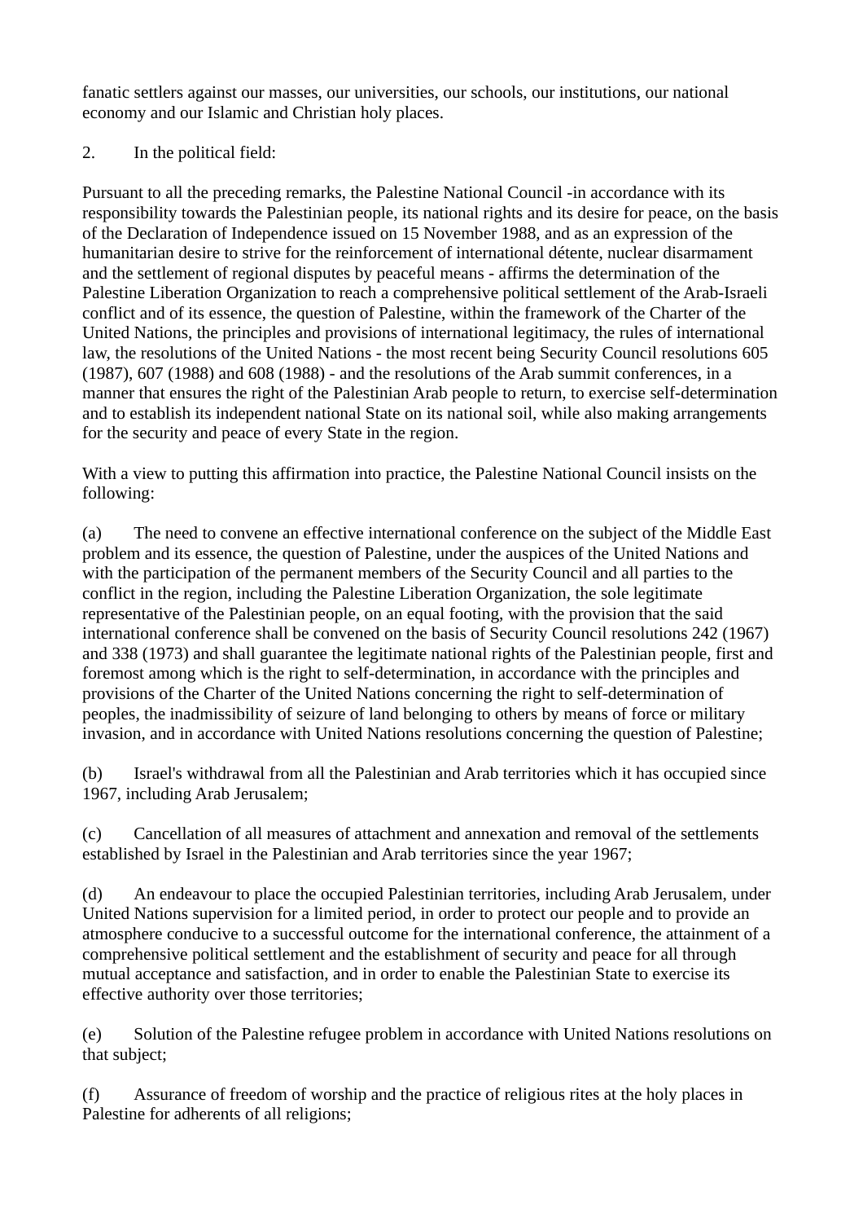fanatic settlers against our masses, our universities, our schools, our institutions, our national economy and our Islamic and Christian holy places.

2. In the political field:

Pursuant to all the preceding remarks, the Palestine National Council -in accordance with its responsibility towards the Palestinian people, its national rights and its desire for peace, on the basis of the Declaration of Independence issued on 15 November 1988, and as an expression of the humanitarian desire to strive for the reinforcement of international détente, nuclear disarmament and the settlement of regional disputes by peaceful means - affirms the determination of the Palestine Liberation Organization to reach a comprehensive political settlement of the Arab-Israeli conflict and of its essence, the question of Palestine, within the framework of the Charter of the United Nations, the principles and provisions of international legitimacy, the rules of international law, the resolutions of the United Nations - the most recent being Security Council resolutions 605 (1987), 607 (1988) and 608 (1988) - and the resolutions of the Arab summit conferences, in a manner that ensures the right of the Palestinian Arab people to return, to exercise self-determination and to establish its independent national State on its national soil, while also making arrangements for the security and peace of every State in the region.

With a view to putting this affirmation into practice, the Palestine National Council insists on the following:

(a) The need to convene an effective international conference on the subject of the Middle East problem and its essence, the question of Palestine, under the auspices of the United Nations and with the participation of the permanent members of the Security Council and all parties to the conflict in the region, including the Palestine Liberation Organization, the sole legitimate representative of the Palestinian people, on an equal footing, with the provision that the said international conference shall be convened on the basis of Security Council resolutions 242 (1967) and 338 (1973) and shall guarantee the legitimate national rights of the Palestinian people, first and foremost among which is the right to self-determination, in accordance with the principles and provisions of the Charter of the United Nations concerning the right to self-determination of peoples, the inadmissibility of seizure of land belonging to others by means of force or military invasion, and in accordance with United Nations resolutions concerning the question of Palestine;

(b) Israel's withdrawal from all the Palestinian and Arab territories which it has occupied since 1967, including Arab Jerusalem;

(c) Cancellation of all measures of attachment and annexation and removal of the settlements established by Israel in the Palestinian and Arab territories since the year 1967;

(d) An endeavour to place the occupied Palestinian territories, including Arab Jerusalem, under United Nations supervision for a limited period, in order to protect our people and to provide an atmosphere conducive to a successful outcome for the international conference, the attainment of a comprehensive political settlement and the establishment of security and peace for all through mutual acceptance and satisfaction, and in order to enable the Palestinian State to exercise its effective authority over those territories;

(e) Solution of the Palestine refugee problem in accordance with United Nations resolutions on that subject;

(f) Assurance of freedom of worship and the practice of religious rites at the holy places in Palestine for adherents of all religions;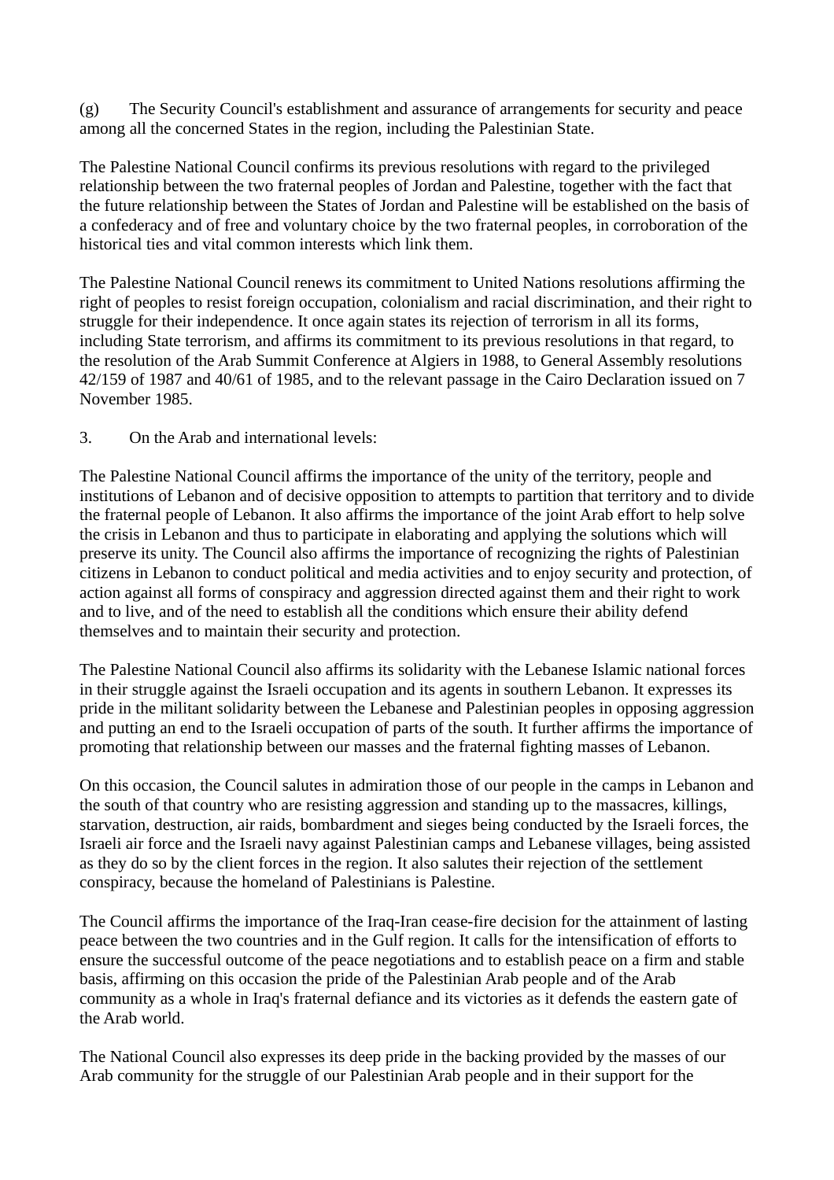(g) The Security Council's establishment and assurance of arrangements for security and peace among all the concerned States in the region, including the Palestinian State.

The Palestine National Council confirms its previous resolutions with regard to the privileged relationship between the two fraternal peoples of Jordan and Palestine, together with the fact that the future relationship between the States of Jordan and Palestine will be established on the basis of a confederacy and of free and voluntary choice by the two fraternal peoples, in corroboration of the historical ties and vital common interests which link them.

The Palestine National Council renews its commitment to United Nations resolutions affirming the right of peoples to resist foreign occupation, colonialism and racial discrimination, and their right to struggle for their independence. It once again states its rejection of terrorism in all its forms, including State terrorism, and affirms its commitment to its previous resolutions in that regard, to the resolution of the Arab Summit Conference at Algiers in 1988, to General Assembly resolutions 42/159 of 1987 and 40/61 of 1985, and to the relevant passage in the Cairo Declaration issued on 7 November 1985.

3. On the Arab and international levels:

The Palestine National Council affirms the importance of the unity of the territory, people and institutions of Lebanon and of decisive opposition to attempts to partition that territory and to divide the fraternal people of Lebanon. It also affirms the importance of the joint Arab effort to help solve the crisis in Lebanon and thus to participate in elaborating and applying the solutions which will preserve its unity. The Council also affirms the importance of recognizing the rights of Palestinian citizens in Lebanon to conduct political and media activities and to enjoy security and protection, of action against all forms of conspiracy and aggression directed against them and their right to work and to live, and of the need to establish all the conditions which ensure their ability defend themselves and to maintain their security and protection.

The Palestine National Council also affirms its solidarity with the Lebanese Islamic national forces in their struggle against the Israeli occupation and its agents in southern Lebanon. It expresses its pride in the militant solidarity between the Lebanese and Palestinian peoples in opposing aggression and putting an end to the Israeli occupation of parts of the south. It further affirms the importance of promoting that relationship between our masses and the fraternal fighting masses of Lebanon.

On this occasion, the Council salutes in admiration those of our people in the camps in Lebanon and the south of that country who are resisting aggression and standing up to the massacres, killings, starvation, destruction, air raids, bombardment and sieges being conducted by the Israeli forces, the Israeli air force and the Israeli navy against Palestinian camps and Lebanese villages, being assisted as they do so by the client forces in the region. It also salutes their rejection of the settlement conspiracy, because the homeland of Palestinians is Palestine.

The Council affirms the importance of the Iraq-Iran cease-fire decision for the attainment of lasting peace between the two countries and in the Gulf region. It calls for the intensification of efforts to ensure the successful outcome of the peace negotiations and to establish peace on a firm and stable basis, affirming on this occasion the pride of the Palestinian Arab people and of the Arab community as a whole in Iraq's fraternal defiance and its victories as it defends the eastern gate of the Arab world.

The National Council also expresses its deep pride in the backing provided by the masses of our Arab community for the struggle of our Palestinian Arab people and in their support for the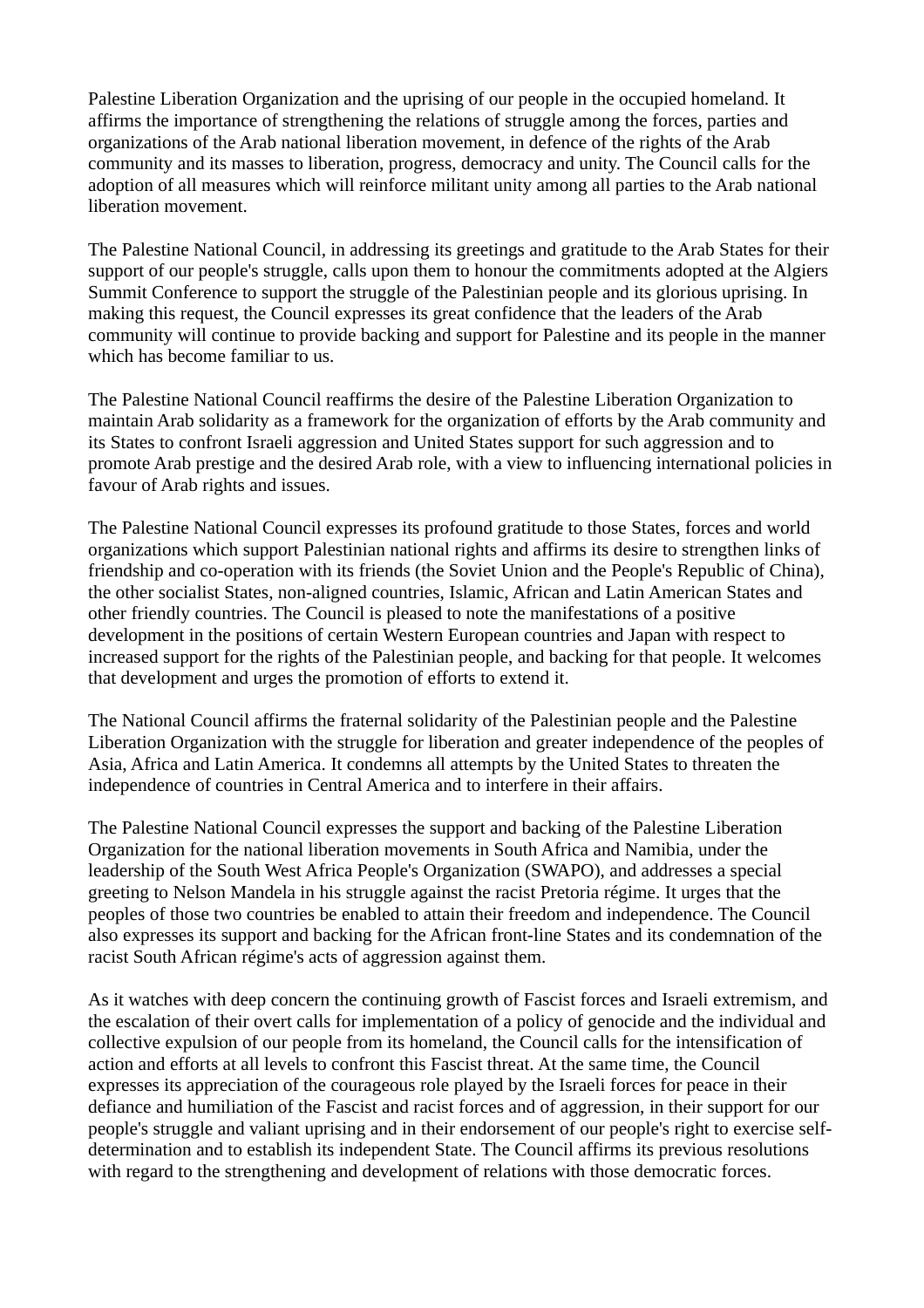Palestine Liberation Organization and the uprising of our people in the occupied homeland. It affirms the importance of strengthening the relations of struggle among the forces, parties and organizations of the Arab national liberation movement, in defence of the rights of the Arab community and its masses to liberation, progress, democracy and unity. The Council calls for the adoption of all measures which will reinforce militant unity among all parties to the Arab national liberation movement.

The Palestine National Council, in addressing its greetings and gratitude to the Arab States for their support of our people's struggle, calls upon them to honour the commitments adopted at the Algiers Summit Conference to support the struggle of the Palestinian people and its glorious uprising. In making this request, the Council expresses its great confidence that the leaders of the Arab community will continue to provide backing and support for Palestine and its people in the manner which has become familiar to us.

The Palestine National Council reaffirms the desire of the Palestine Liberation Organization to maintain Arab solidarity as a framework for the organization of efforts by the Arab community and its States to confront Israeli aggression and United States support for such aggression and to promote Arab prestige and the desired Arab role, with a view to influencing international policies in favour of Arab rights and issues.

The Palestine National Council expresses its profound gratitude to those States, forces and world organizations which support Palestinian national rights and affirms its desire to strengthen links of friendship and co-operation with its friends (the Soviet Union and the People's Republic of China), the other socialist States, non-aligned countries, Islamic, African and Latin American States and other friendly countries. The Council is pleased to note the manifestations of a positive development in the positions of certain Western European countries and Japan with respect to increased support for the rights of the Palestinian people, and backing for that people. It welcomes that development and urges the promotion of efforts to extend it.

The National Council affirms the fraternal solidarity of the Palestinian people and the Palestine Liberation Organization with the struggle for liberation and greater independence of the peoples of Asia, Africa and Latin America. It condemns all attempts by the United States to threaten the independence of countries in Central America and to interfere in their affairs.

The Palestine National Council expresses the support and backing of the Palestine Liberation Organization for the national liberation movements in South Africa and Namibia, under the leadership of the South West Africa People's Organization (SWAPO), and addresses a special greeting to Nelson Mandela in his struggle against the racist Pretoria régime. It urges that the peoples of those two countries be enabled to attain their freedom and independence. The Council also expresses its support and backing for the African front-line States and its condemnation of the racist South African régime's acts of aggression against them.

As it watches with deep concern the continuing growth of Fascist forces and Israeli extremism, and the escalation of their overt calls for implementation of a policy of genocide and the individual and collective expulsion of our people from its homeland, the Council calls for the intensification of action and efforts at all levels to confront this Fascist threat. At the same time, the Council expresses its appreciation of the courageous role played by the Israeli forces for peace in their defiance and humiliation of the Fascist and racist forces and of aggression, in their support for our people's struggle and valiant uprising and in their endorsement of our people's right to exercise self-determination and to establish its independent State. The Council affirms its previous resolutions with regard to the strengthening and development of relations with those democratic forces.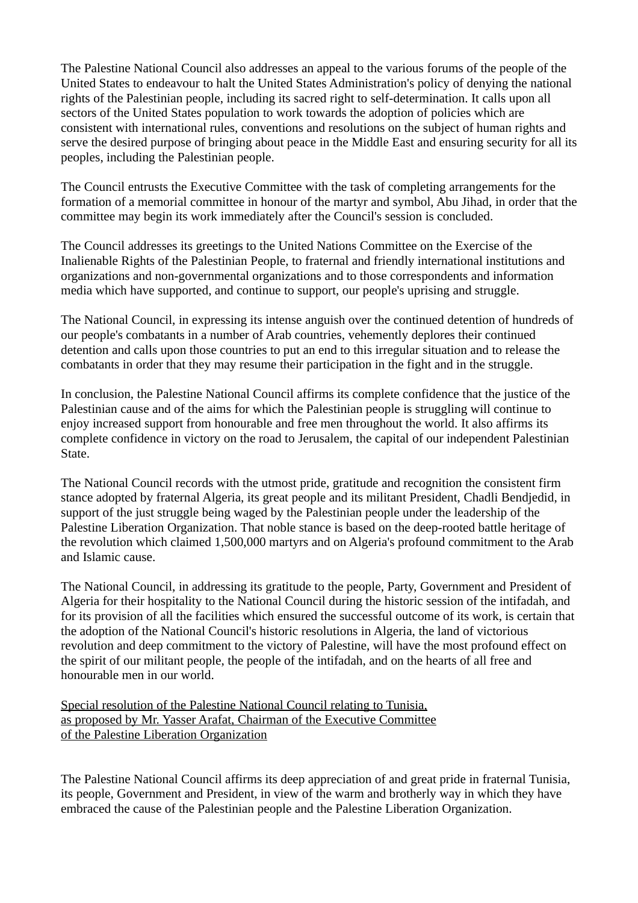The Palestine National Council also addresses an appeal to the various forums of the people of the United States to endeavour to halt the United States Administration's policy of denying the national rights of the Palestinian people, including its sacred right to self-determination. It calls upon all sectors of the United States population to work towards the adoption of policies which are consistent with international rules, conventions and resolutions on the subject of human rights and serve the desired purpose of bringing about peace in the Middle East and ensuring security for all its peoples, including the Palestinian people.

The Council entrusts the Executive Committee with the task of completing arrangements for the formation of a memorial committee in honour of the martyr and symbol, Abu Jihad, in order that the committee may begin its work immediately after the Council's session is concluded.

The Council addresses its greetings to the United Nations Committee on the Exercise of the Inalienable Rights of the Palestinian People, to fraternal and friendly international institutions and organizations and non-governmental organizations and to those correspondents and information media which have supported, and continue to support, our people's uprising and struggle.

The National Council, in expressing its intense anguish over the continued detention of hundreds of our people's combatants in a number of Arab countries, vehemently deplores their continued detention and calls upon those countries to put an end to this irregular situation and to release the combatants in order that they may resume their participation in the fight and in the struggle.

In conclusion, the Palestine National Council affirms its complete confidence that the justice of the Palestinian cause and of the aims for which the Palestinian people is struggling will continue to enjoy increased support from honourable and free men throughout the world. It also affirms its complete confidence in victory on the road to Jerusalem, the capital of our independent Palestinian State.

The National Council records with the utmost pride, gratitude and recognition the consistent firm stance adopted by fraternal Algeria, its great people and its militant President, Chadli Bendjedid, in support of the just struggle being waged by the Palestinian people under the leadership of the Palestine Liberation Organization. That noble stance is based on the deep-rooted battle heritage of the revolution which claimed 1,500,000 martyrs and on Algeria's profound commitment to the Arab and Islamic cause.

The National Council, in addressing its gratitude to the people, Party, Government and President of Algeria for their hospitality to the National Council during the historic session of the intifadah, and for its provision of all the facilities which ensured the successful outcome of its work, is certain that the adoption of the National Council's historic resolutions in Algeria, the land of victorious revolution and deep commitment to the victory of Palestine, will have the most profound effect on the spirit of our militant people, the people of the intifadah, and on the hearts of all free and honourable men in our world.

<u>Special resolution of the Palestine National Council relating to Tunisia, as proposed by Mr. Yasser Arafat, Chairman of the Executive Committee of the Palestine Liberation Organization</u>

The Palestine National Council affirms its deep appreciation of and great pride in fraternal Tunisia, its people, Government and President, in view of the warm and brotherly way in which they have embraced the cause of the Palestinian people and the Palestine Liberation Organization.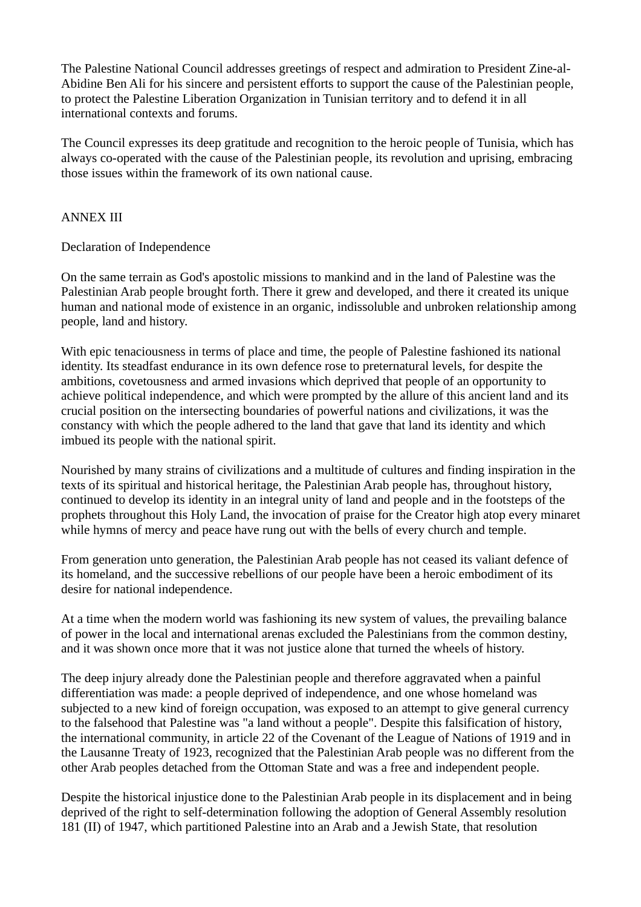The Palestine National Council addresses greetings of respect and admiration to President Zine-al-Abidine Ben Ali for his sincere and persistent efforts to support the cause of the Palestinian people, to protect the Palestine Liberation Organization in Tunisian territory and to defend it in all international contexts and forums.

The Council expresses its deep gratitude and recognition to the heroic people of Tunisia, which has always co-operated with the cause of the Palestinian people, its revolution and uprising, embracing those issues within the framework of its own national cause.

## ANNEX III

### Declaration of Independence

On the same terrain as God's apostolic missions to mankind and in the land of Palestine was the Palestinian Arab people brought forth. There it grew and developed, and there it created its unique human and national mode of existence in an organic, indissoluble and unbroken relationship among people, land and history.

With epic tenaciousness in terms of place and time, the people of Palestine fashioned its national identity. Its steadfast endurance in its own defence rose to preternatural levels, for despite the ambitions, covetousness and armed invasions which deprived that people of an opportunity to achieve political independence, and which were prompted by the allure of this ancient land and its crucial position on the intersecting boundaries of powerful nations and civilizations, it was the constancy with which the people adhered to the land that gave that land its identity and which imbued its people with the national spirit.

Nourished by many strains of civilizations and a multitude of cultures and finding inspiration in the texts of its spiritual and historical heritage, the Palestinian Arab people has, throughout history, continued to develop its identity in an integral unity of land and people and in the footsteps of the prophets throughout this Holy Land, the invocation of praise for the Creator high atop every minaret while hymns of mercy and peace have rung out with the bells of every church and temple.

From generation unto generation, the Palestinian Arab people has not ceased its valiant defence of its homeland, and the successive rebellions of our people have been a heroic embodiment of its desire for national independence.

At a time when the modern world was fashioning its new system of values, the prevailing balance of power in the local and international arenas excluded the Palestinians from the common destiny, and it was shown once more that it was not justice alone that turned the wheels of history.

The deep injury already done the Palestinian people and therefore aggravated when a painful differentiation was made: a people deprived of independence, and one whose homeland was subjected to a new kind of foreign occupation, was exposed to an attempt to give general currency to the falsehood that Palestine was "a land without a people". Despite this falsification of history, the international community, in article 22 of the Covenant of the League of Nations of 1919 and in the Lausanne Treaty of 1923, recognized that the Palestinian Arab people was no different from the other Arab peoples detached from the Ottoman State and was a free and independent people.

Despite the historical injustice done to the Palestinian Arab people in its displacement and in being deprived of the right to self-determination following the adoption of General Assembly resolution 181 (II) of 1947, which partitioned Palestine into an Arab and a Jewish State, that resolution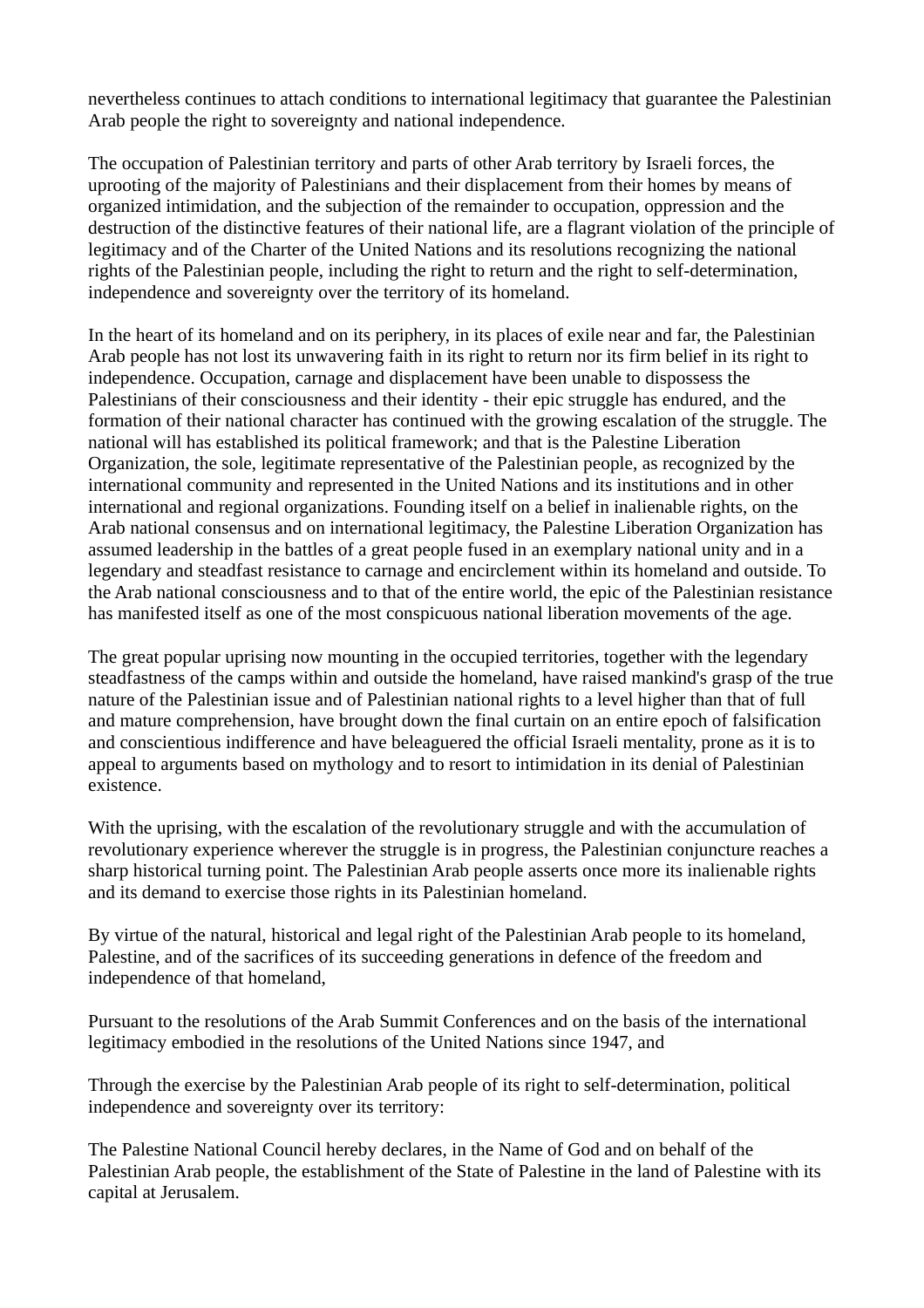nevertheless continues to attach conditions to international legitimacy that guarantee the Palestinian Arab people the right to sovereignty and national independence.

The occupation of Palestinian territory and parts of other Arab territory by Israeli forces, the uprooting of the majority of Palestinians and their displacement from their homes by means of organized intimidation, and the subjection of the remainder to occupation, oppression and the destruction of the distinctive features of their national life, are a flagrant violation of the principle of legitimacy and of the Charter of the United Nations and its resolutions recognizing the national rights of the Palestinian people, including the right to return and the right to self-determination, independence and sovereignty over the territory of its homeland.

In the heart of its homeland and on its periphery, in its places of exile near and far, the Palestinian Arab people has not lost its unwavering faith in its right to return nor its firm belief in its right to independence. Occupation, carnage and displacement have been unable to dispossess the Palestinians of their consciousness and their identity - their epic struggle has endured, and the formation of their national character has continued with the growing escalation of the struggle. The national will has established its political framework; and that is the Palestine Liberation Organization, the sole, legitimate representative of the Palestinian people, as recognized by the international community and represented in the United Nations and its institutions and in other international and regional organizations. Founding itself on a belief in inalienable rights, on the Arab national consensus and on international legitimacy, the Palestine Liberation Organization has assumed leadership in the battles of a great people fused in an exemplary national unity and in a legendary and steadfast resistance to carnage and encirclement within its homeland and outside. To the Arab national consciousness and to that of the entire world, the epic of the Palestinian resistance has manifested itself as one of the most conspicuous national liberation movements of the age.

The great popular uprising now mounting in the occupied territories, together with the legendary steadfastness of the camps within and outside the homeland, have raised mankind's grasp of the true nature of the Palestinian issue and of Palestinian national rights to a level higher than that of full and mature comprehension, have brought down the final curtain on an entire epoch of falsification and conscientious indifference and have beleaguered the official Israeli mentality, prone as it is to appeal to arguments based on mythology and to resort to intimidation in its denial of Palestinian existence.

With the uprising, with the escalation of the revolutionary struggle and with the accumulation of revolutionary experience wherever the struggle is in progress, the Palestinian conjuncture reaches a sharp historical turning point. The Palestinian Arab people asserts once more its inalienable rights and its demand to exercise those rights in its Palestinian homeland.

By virtue of the natural, historical and legal right of the Palestinian Arab people to its homeland, Palestine, and of the sacrifices of its succeeding generations in defence of the freedom and independence of that homeland,

Pursuant to the resolutions of the Arab Summit Conferences and on the basis of the international legitimacy embodied in the resolutions of the United Nations since 1947, and

Through the exercise by the Palestinian Arab people of its right to self-determination, political independence and sovereignty over its territory:

The Palestine National Council hereby declares, in the Name of God and on behalf of the Palestinian Arab people, the establishment of the State of Palestine in the land of Palestine with its capital at Jerusalem.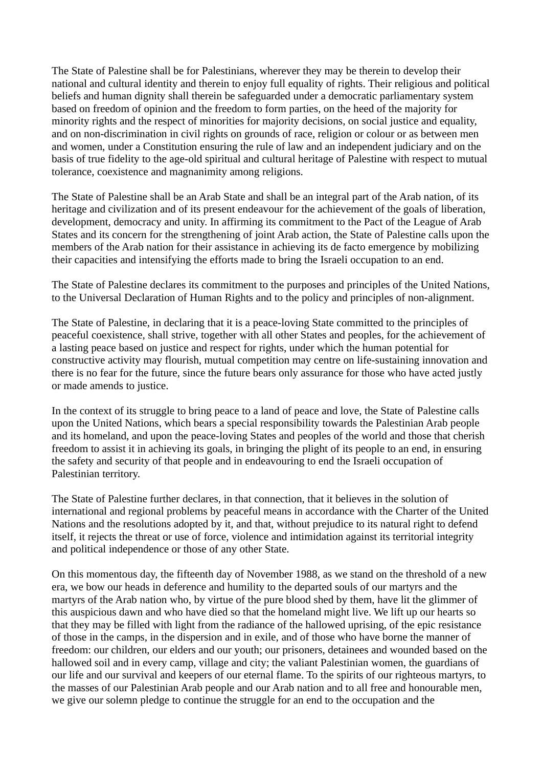The State of Palestine shall be for Palestinians, wherever they may be therein to develop their national and cultural identity and therein to enjoy full equality of rights. Their religious and political beliefs and human dignity shall therein be safeguarded under a democratic parliamentary system based on freedom of opinion and the freedom to form parties, on the heed of the majority for minority rights and the respect of minorities for majority decisions, on social justice and equality, and on non-discrimination in civil rights on grounds of race, religion or colour or as between men and women, under a Constitution ensuring the rule of law and an independent judiciary and on the basis of true fidelity to the age-old spiritual and cultural heritage of Palestine with respect to mutual tolerance, coexistence and magnanimity among religions.

The State of Palestine shall be an Arab State and shall be an integral part of the Arab nation, of its heritage and civilization and of its present endeavour for the achievement of the goals of liberation, development, democracy and unity. In affirming its commitment to the Pact of the League of Arab States and its concern for the strengthening of joint Arab action, the State of Palestine calls upon the members of the Arab nation for their assistance in achieving its de facto emergence by mobilizing their capacities and intensifying the efforts made to bring the Israeli occupation to an end.

The State of Palestine declares its commitment to the purposes and principles of the United Nations, to the Universal Declaration of Human Rights and to the policy and principles of non-alignment.

The State of Palestine, in declaring that it is a peace-loving State committed to the principles of peaceful coexistence, shall strive, together with all other States and peoples, for the achievement of a lasting peace based on justice and respect for rights, under which the human potential for constructive activity may flourish, mutual competition may centre on life-sustaining innovation and there is no fear for the future, since the future bears only assurance for those who have acted justly or made amends to justice.

In the context of its struggle to bring peace to a land of peace and love, the State of Palestine calls upon the United Nations, which bears a special responsibility towards the Palestinian Arab people and its homeland, and upon the peace-loving States and peoples of the world and those that cherish freedom to assist it in achieving its goals, in bringing the plight of its people to an end, in ensuring the safety and security of that people and in endeavouring to end the Israeli occupation of Palestinian territory.

The State of Palestine further declares, in that connection, that it believes in the solution of international and regional problems by peaceful means in accordance with the Charter of the United Nations and the resolutions adopted by it, and that, without prejudice to its natural right to defend itself, it rejects the threat or use of force, violence and intimidation against its territorial integrity and political independence or those of any other State.

On this momentous day, the fifteenth day of November 1988, as we stand on the threshold of a new era, we bow our heads in deference and humility to the departed souls of our martyrs and the martyrs of the Arab nation who, by virtue of the pure blood shed by them, have lit the glimmer of this auspicious dawn and who have died so that the homeland might live. We lift up our hearts so that they may be filled with light from the radiance of the hallowed uprising, of the epic resistance of those in the camps, in the dispersion and in exile, and of those who have borne the manner of freedom: our children, our elders and our youth; our prisoners, detainees and wounded based on the hallowed soil and in every camp, village and city; the valiant Palestinian women, the guardians of our life and our survival and keepers of our eternal flame. To the spirits of our righteous martyrs, to the masses of our Palestinian Arab people and our Arab nation and to all free and honourable men, we give our solemn pledge to continue the struggle for an end to the occupation and the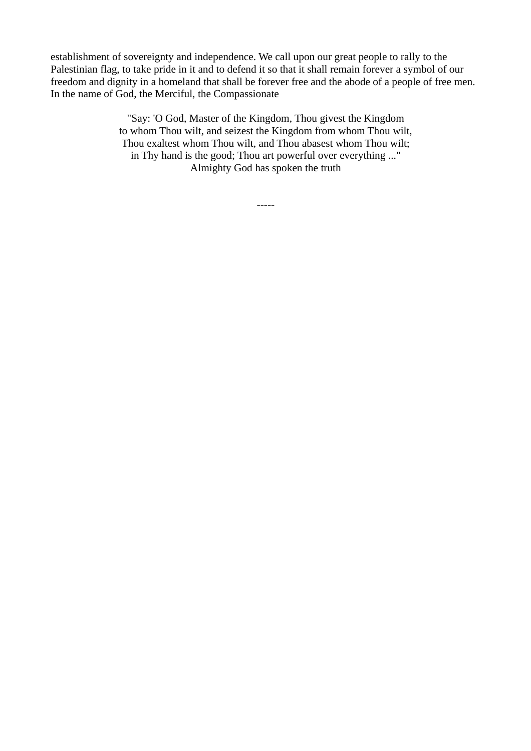establishment of sovereignty and independence. We call upon our great people to rally to the Palestinian flag, to take pride in it and to defend it so that it shall remain forever a symbol of our freedom and dignity in a homeland that shall be forever free and the abode of a people of free men. In the name of God, the Merciful, the Compassionate

"Say: 'O God, Master of the Kingdom, Thou givest the Kingdom
to whom Thou wilt, and seizest the Kingdom from whom Thou wilt,
Thou exaltest whom Thou wilt, and Thou abasest whom Thou wilt;
in Thy hand is the good; Thou art powerful over everything ..."
Almighty God has spoken the truth

-----